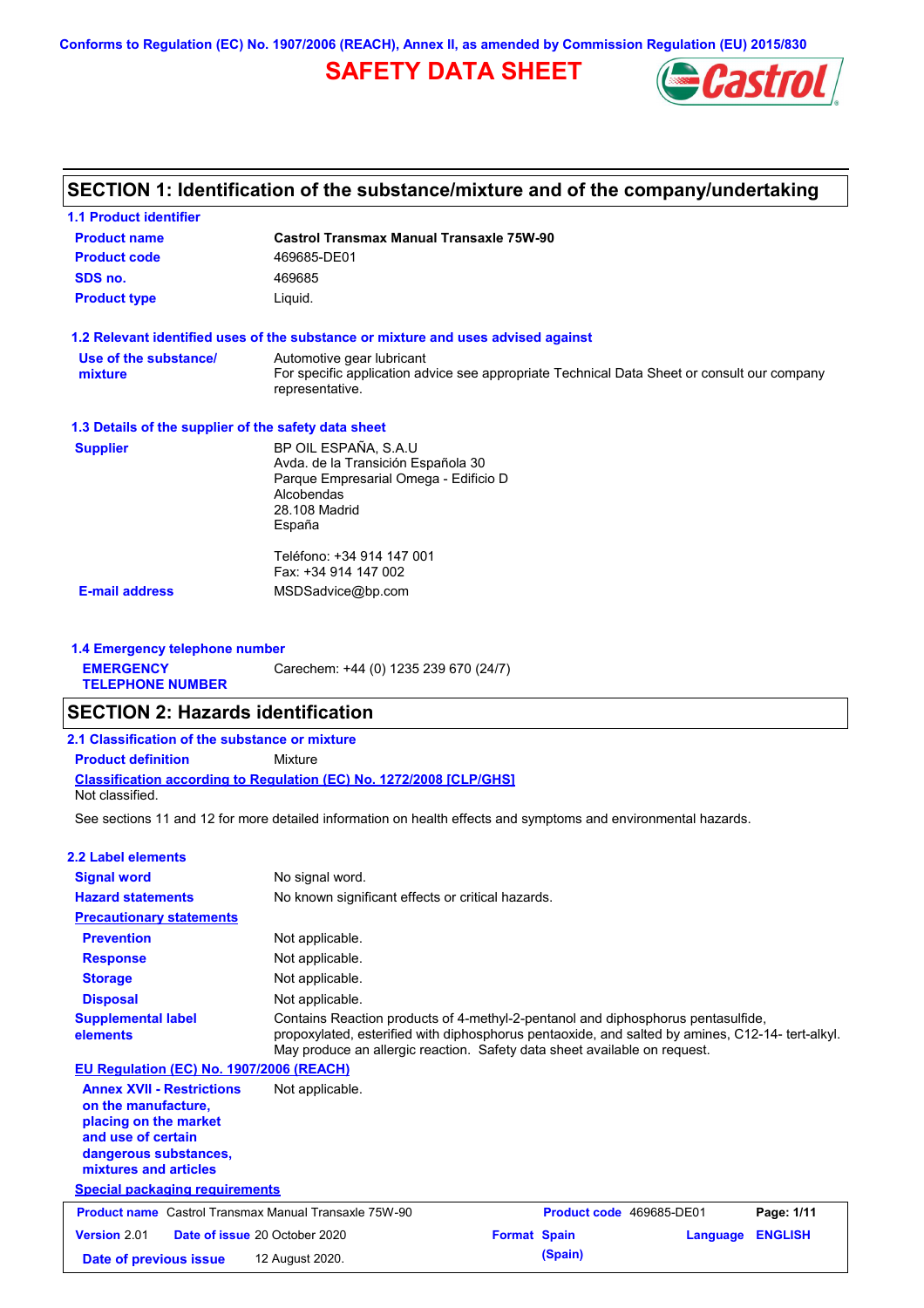Conforms to Regulation (EC) No. 1907/2006 (REACH), Annex II, as amended by Commission Regulation (EU) 2015/830

# SAFETY DATA SHEET

## SECTION 1: Identification of the substance/mixture and of the company/undertaking

### 1.1 Product identifier

| | |
|---|---|
| **Product name** | **Castrol Transmax Manual Transaxle 75W-90** |
| **Product code** | 469685-DE01 |
| **SDS no.** | 469685 |
| **Product type** | Liquid. |

### 1.2 Relevant identified uses of the substance or mixture and uses advised against

| | |
|---|---|
| **Use of the substance/ mixture** | Automotive gear lubricant<br>For specific application advice see appropriate Technical Data Sheet or consult our company representative. |

### 1.3 Details of the supplier of the safety data sheet

| | |
|---|---|
| **Supplier** | BP OIL ESPAÑA, S.A.U<br>Avda. de la Transición Española 30<br>Parque Empresarial Omega - Edificio D<br>Alcobendas<br>28.108 Madrid<br>España<br><br>Teléfono: +34 914 147 001<br>Fax: +34 914 147 002 |
| **E-mail address** | MSDSadvice@bp.com |

### 1.4 Emergency telephone number

| | |
|---|---|
| **EMERGENCY TELEPHONE NUMBER** | Carechem: +44 (0) 1235 239 670 (24/7) |

## SECTION 2: Hazards identification

### 2.1 Classification of the substance or mixture

**Product definition** Mixture

**Classification according to Regulation (EC) No. 1272/2008 [CLP/GHS]**

Not classified.

See sections 11 and 12 for more detailed information on health effects and symptoms and environmental hazards.

### 2.2 Label elements

| | |
|---|---|
| **Signal word** | No signal word. |
| **Hazard statements** | No known significant effects or critical hazards. |
| **Precautionary statements** | |
| **Prevention** | Not applicable. |
| **Response** | Not applicable. |
| **Storage** | Not applicable. |
| **Disposal** | Not applicable. |
| **Supplemental label elements** | Contains Reaction products of 4-methyl-2-pentanol and diphosphorus pentasulfide, propoxylated, esterified with diphosphorus pentaoxide, and salted by amines, C12-14- tert-alkyl. May produce an allergic reaction. Safety data sheet available on request. |

**EU Regulation (EC) No. 1907/2006 (REACH)**

| | |
|---|---|
| **Annex XVII - Restrictions on the manufacture, placing on the market and use of certain dangerous substances, mixtures and articles** | Not applicable. |

**Special packaging requirements**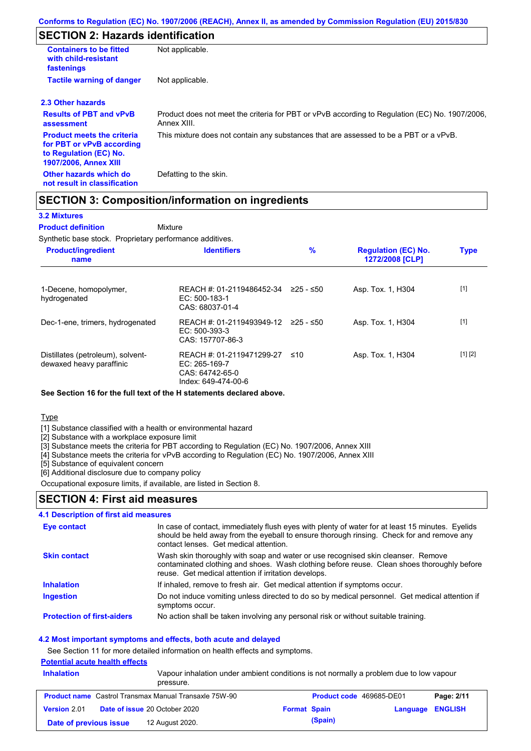Conforms to Regulation (EC) No. 1907/2006 (REACH), Annex II, as amended by Commission Regulation (EU) 2015/830

## SECTION 2: Hazards identification

| | |
|---|---|
| **Containers to be fitted with child-resistant fastenings** | Not applicable. |
| **Tactile warning of danger** | Not applicable. |

### 2.3 Other hazards

| | |
|---|---|
| **Results of PBT and vPvB assessment** | Product does not meet the criteria for PBT or vPvB according to Regulation (EC) No. 1907/2006, Annex XIII. |
| **Product meets the criteria for PBT or vPvB according to Regulation (EC) No. 1907/2006, Annex XIII** | This mixture does not contain any substances that are assessed to be a PBT or a vPvB. |
| **Other hazards which do not result in classification** | Defatting to the skin. |

## SECTION 3: Composition/information on ingredients

### 3.2 Mixtures

**Product definition** Mixture

Synthetic base stock. Proprietary performance additives.

| Product/ingredient name | Identifiers | % | Regulation (EC) No. 1272/2008 [CLP] | Type |
|---|---|---|---|---|
| 1-Decene, homopolymer, hydrogenated | REACH #: 01-2119486452-34<br>EC: 500-183-1<br>CAS: 68037-01-4 | ≥25 - ≤50 | Asp. Tox. 1, H304 | [1] |
| Dec-1-ene, trimers, hydrogenated | REACH #: 01-2119493949-12<br>EC: 500-393-3<br>CAS: 157707-86-3 | ≥25 - ≤50 | Asp. Tox. 1, H304 | [1] |
| Distillates (petroleum), solvent-dewaxed heavy paraffinic | REACH #: 01-2119471299-27<br>EC: 265-169-7<br>CAS: 64742-65-0<br>Index: 649-474-00-6 | ≤10 | Asp. Tox. 1, H304 | [1] [2] |

**See Section 16 for the full text of the H statements declared above.**

Type

[1] Substance classified with a health or environmental hazard
[2] Substance with a workplace exposure limit
[3] Substance meets the criteria for PBT according to Regulation (EC) No. 1907/2006, Annex XIII
[4] Substance meets the criteria for vPvB according to Regulation (EC) No. 1907/2006, Annex XIII
[5] Substance of equivalent concern
[6] Additional disclosure due to company policy

Occupational exposure limits, if available, are listed in Section 8.

## SECTION 4: First aid measures

### 4.1 Description of first aid measures

| | |
|---|---|
| **Eye contact** | In case of contact, immediately flush eyes with plenty of water for at least 15 minutes. Eyelids should be held away from the eyeball to ensure thorough rinsing. Check for and remove any contact lenses. Get medical attention. |
| **Skin contact** | Wash skin thoroughly with soap and water or use recognised skin cleanser. Remove contaminated clothing and shoes. Wash clothing before reuse. Clean shoes thoroughly before reuse. Get medical attention if irritation develops. |
| **Inhalation** | If inhaled, remove to fresh air. Get medical attention if symptoms occur. |
| **Ingestion** | Do not induce vomiting unless directed to do so by medical personnel. Get medical attention if symptoms occur. |
| **Protection of first-aiders** | No action shall be taken involving any personal risk or without suitable training. |

### 4.2 Most important symptoms and effects, both acute and delayed

See Section 11 for more detailed information on health effects and symptoms.

**Potential acute health effects**

| | |
|---|---|
| **Inhalation** | Vapour inhalation under ambient conditions is not normally a problem due to low vapour pressure. |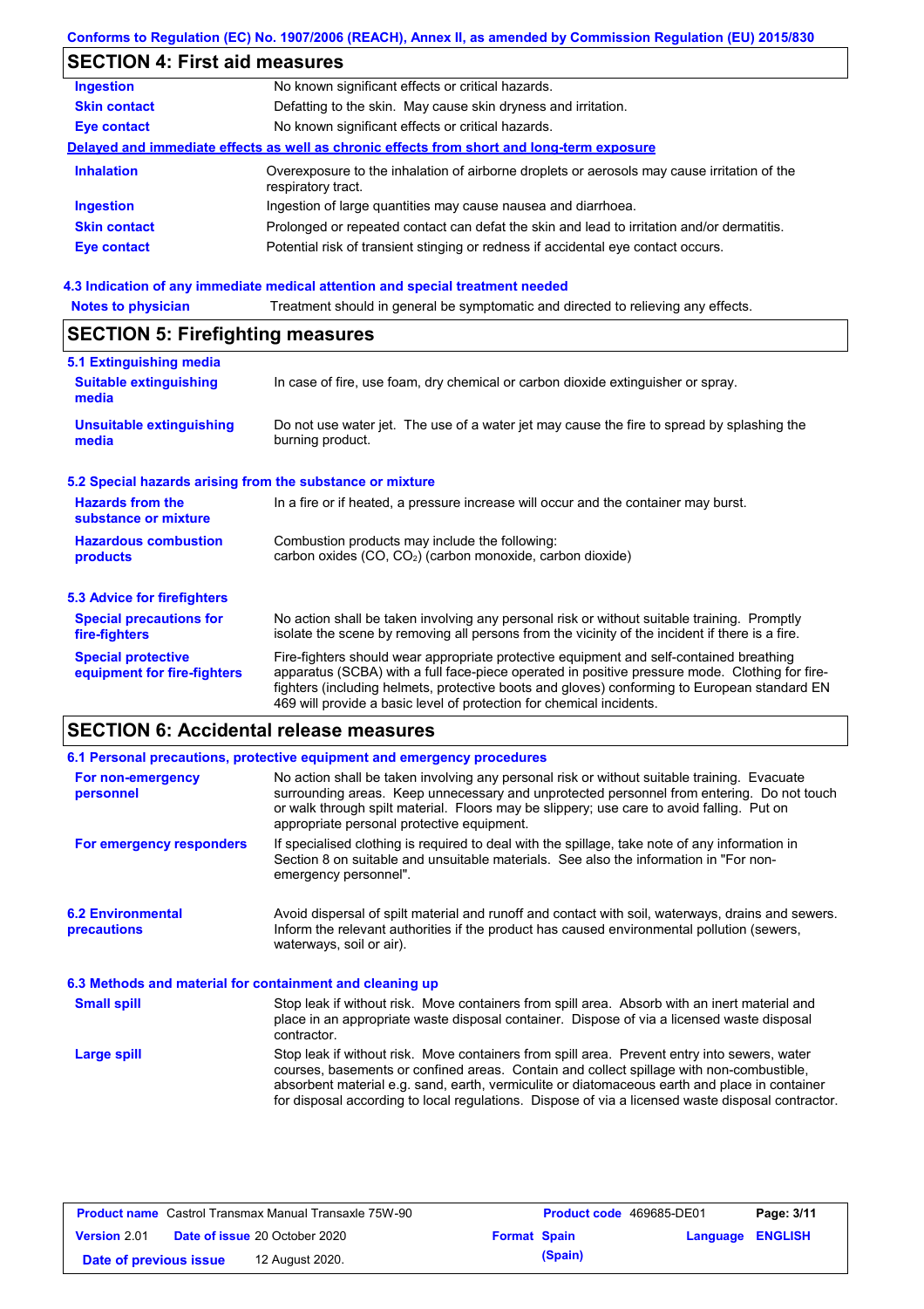## SECTION 4: First aid measures

| | |
|---|---|
| **Ingestion** | No known significant effects or critical hazards. |
| **Skin contact** | Defatting to the skin. May cause skin dryness and irritation. |
| **Eye contact** | No known significant effects or critical hazards. |

**Delayed and immediate effects as well as chronic effects from short and long-term exposure**

| | |
|---|---|
| **Inhalation** | Overexposure to the inhalation of airborne droplets or aerosols may cause irritation of the respiratory tract. |
| **Ingestion** | Ingestion of large quantities may cause nausea and diarrhoea. |
| **Skin contact** | Prolonged or repeated contact can defat the skin and lead to irritation and/or dermatitis. |
| **Eye contact** | Potential risk of transient stinging or redness if accidental eye contact occurs. |

### 4.3 Indication of any immediate medical attention and special treatment needed

| | |
|---|---|
| **Notes to physician** | Treatment should in general be symptomatic and directed to relieving any effects. |

## SECTION 5: Firefighting measures

### 5.1 Extinguishing media

| | |
|---|---|
| **Suitable extinguishing media** | In case of fire, use foam, dry chemical or carbon dioxide extinguisher or spray. |
| **Unsuitable extinguishing media** | Do not use water jet. The use of a water jet may cause the fire to spread by splashing the burning product. |

### 5.2 Special hazards arising from the substance or mixture

| | |
|---|---|
| **Hazards from the substance or mixture** | In a fire or if heated, a pressure increase will occur and the container may burst. |
| **Hazardous combustion products** | Combustion products may include the following: carbon oxides (CO, $CO_2$) (carbon monoxide, carbon dioxide) |

### 5.3 Advice for firefighters

| | |
|---|---|
| **Special precautions for fire-fighters** | No action shall be taken involving any personal risk or without suitable training. Promptly isolate the scene by removing all persons from the vicinity of the incident if there is a fire. |
| **Special protective equipment for fire-fighters** | Fire-fighters should wear appropriate protective equipment and self-contained breathing apparatus (SCBA) with a full face-piece operated in positive pressure mode. Clothing for fire-fighters (including helmets, protective boots and gloves) conforming to European standard EN 469 will provide a basic level of protection for chemical incidents. |

## SECTION 6: Accidental release measures

### 6.1 Personal precautions, protective equipment and emergency procedures

| | |
|---|---|
| **For non-emergency personnel** | No action shall be taken involving any personal risk or without suitable training. Evacuate surrounding areas. Keep unnecessary and unprotected personnel from entering. Do not touch or walk through spilt material. Floors may be slippery; use care to avoid falling. Put on appropriate personal protective equipment. |
| **For emergency responders** | If specialised clothing is required to deal with the spillage, take note of any information in Section 8 on suitable and unsuitable materials. See also the information in "For non-emergency personnel". |

| | |
|---|---|
| **6.2 Environmental precautions** | Avoid dispersal of spilt material and runoff and contact with soil, waterways, drains and sewers. Inform the relevant authorities if the product has caused environmental pollution (sewers, waterways, soil or air). |

### 6.3 Methods and material for containment and cleaning up

| | |
|---|---|
| **Small spill** | Stop leak if without risk. Move containers from spill area. Absorb with an inert material and place in an appropriate waste disposal container. Dispose of via a licensed waste disposal contractor. |
| **Large spill** | Stop leak if without risk. Move containers from spill area. Prevent entry into sewers, water courses, basements or confined areas. Contain and collect spillage with non-combustible, absorbent material e.g. sand, earth, vermiculite or diatomaceous earth and place in container for disposal according to local regulations. Dispose of via a licensed waste disposal contractor. |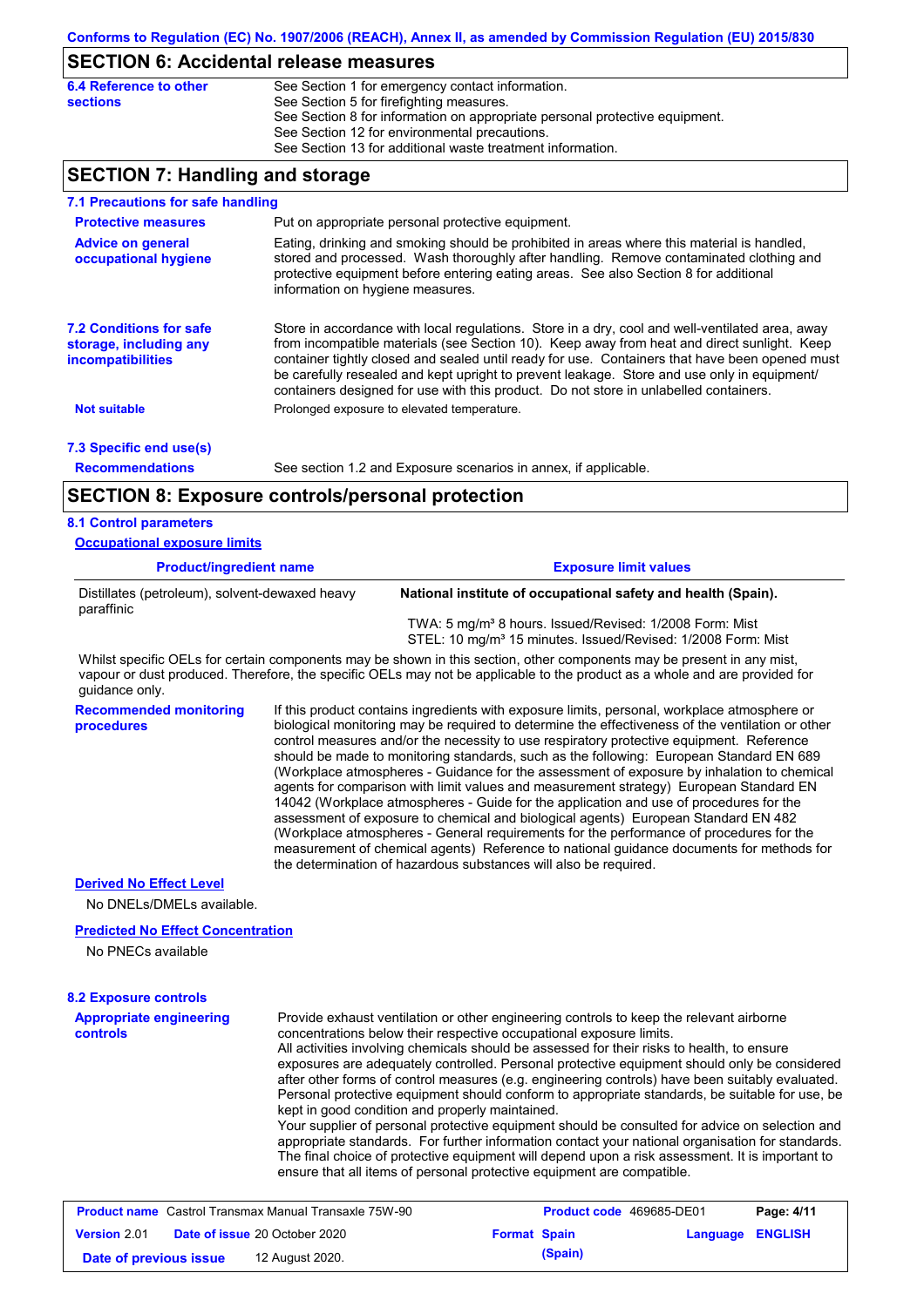## SECTION 6: Accidental release measures

**6.4 Reference to other sections**

See Section 1 for emergency contact information.
See Section 5 for firefighting measures.
See Section 8 for information on appropriate personal protective equipment.
See Section 12 for environmental precautions.
See Section 13 for additional waste treatment information.

## SECTION 7: Handling and storage

### 7.1 Precautions for safe handling

**Protective measures**

Put on appropriate personal protective equipment.

**Advice on general occupational hygiene**

Eating, drinking and smoking should be prohibited in areas where this material is handled, stored and processed. Wash thoroughly after handling. Remove contaminated clothing and protective equipment before entering eating areas. See also Section 8 for additional information on hygiene measures.

### 7.2 Conditions for safe storage, including any incompatibilities

Store in accordance with local regulations. Store in a dry, cool and well-ventilated area, away from incompatible materials (see Section 10). Keep away from heat and direct sunlight. Keep container tightly closed and sealed until ready for use. Containers that have been opened must be carefully resealed and kept upright to prevent leakage. Store and use only in equipment/ containers designed for use with this product. Do not store in unlabelled containers.

**Not suitable**

Prolonged exposure to elevated temperature.

### 7.3 Specific end use(s)

**Recommendations**

See section 1.2 and Exposure scenarios in annex, if applicable.

## SECTION 8: Exposure controls/personal protection

### 8.1 Control parameters

**Occupational exposure limits**

| Product/ingredient name | Exposure limit values |
|---|---|
| Distillates (petroleum), solvent-dewaxed heavy paraffinic | **National institute of occupational safety and health (Spain).**<br>TWA: 5 mg/m³ 8 hours. Issued/Revised: 1/2008 Form: Mist<br>STEL: 10 mg/m³ 15 minutes. Issued/Revised: 1/2008 Form: Mist |

Whilst specific OELs for certain components may be shown in this section, other components may be present in any mist, vapour or dust produced. Therefore, the specific OELs may not be applicable to the product as a whole and are provided for guidance only.

**Recommended monitoring procedures**

If this product contains ingredients with exposure limits, personal, workplace atmosphere or biological monitoring may be required to determine the effectiveness of the ventilation or other control measures and/or the necessity to use respiratory protective equipment. Reference should be made to monitoring standards, such as the following: European Standard EN 689 (Workplace atmospheres - Guidance for the assessment of exposure by inhalation to chemical agents for comparison with limit values and measurement strategy) European Standard EN 14042 (Workplace atmospheres - Guide for the application and use of procedures for the assessment of exposure to chemical and biological agents) European Standard EN 482 (Workplace atmospheres - General requirements for the performance of procedures for the measurement of chemical agents) Reference to national guidance documents for methods for the determination of hazardous substances will also be required.

**Derived No Effect Level**

No DNELs/DMELs available.

**Predicted No Effect Concentration**

No PNECs available

### 8.2 Exposure controls

**Appropriate engineering controls**

Provide exhaust ventilation or other engineering controls to keep the relevant airborne concentrations below their respective occupational exposure limits.
All activities involving chemicals should be assessed for their risks to health, to ensure exposures are adequately controlled. Personal protective equipment should only be considered after other forms of control measures (e.g. engineering controls) have been suitably evaluated. Personal protective equipment should conform to appropriate standards, be suitable for use, be kept in good condition and properly maintained.
Your supplier of personal protective equipment should be consulted for advice on selection and appropriate standards. For further information contact your national organisation for standards. The final choice of protective equipment will depend upon a risk assessment. It is important to ensure that all items of personal protective equipment are compatible.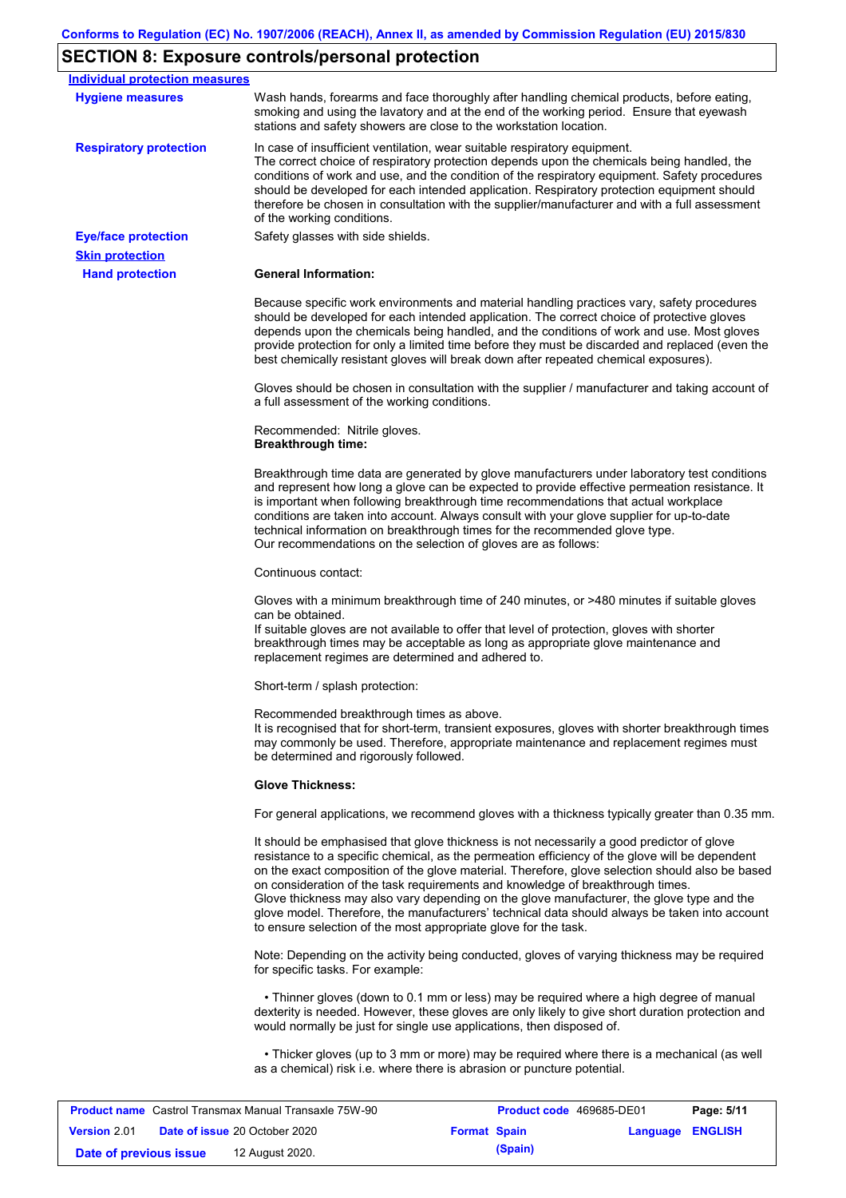## SECTION 8: Exposure controls/personal protection

**Individual protection measures**

**Hygiene measures**

Wash hands, forearms and face thoroughly after handling chemical products, before eating, smoking and using the lavatory and at the end of the working period. Ensure that eyewash stations and safety showers are close to the workstation location.

**Respiratory protection**

In case of insufficient ventilation, wear suitable respiratory equipment.
The correct choice of respiratory protection depends upon the chemicals being handled, the conditions of work and use, and the condition of the respiratory equipment. Safety procedures should be developed for each intended application. Respiratory protection equipment should therefore be chosen in consultation with the supplier/manufacturer and with a full assessment of the working conditions.

**Eye/face protection**

Safety glasses with side shields.

**Skin protection**

**Hand protection**

**General Information:**

Because specific work environments and material handling practices vary, safety procedures should be developed for each intended application. The correct choice of protective gloves depends upon the chemicals being handled, and the conditions of work and use. Most gloves provide protection for only a limited time before they must be discarded and replaced (even the best chemically resistant gloves will break down after repeated chemical exposures).

Gloves should be chosen in consultation with the supplier / manufacturer and taking account of a full assessment of the working conditions.

Recommended: Nitrile gloves.
**Breakthrough time:**

Breakthrough time data are generated by glove manufacturers under laboratory test conditions and represent how long a glove can be expected to provide effective permeation resistance. It is important when following breakthrough time recommendations that actual workplace conditions are taken into account. Always consult with your glove supplier for up-to-date technical information on breakthrough times for the recommended glove type.
Our recommendations on the selection of gloves are as follows:

Continuous contact:

Gloves with a minimum breakthrough time of 240 minutes, or >480 minutes if suitable gloves can be obtained.
If suitable gloves are not available to offer that level of protection, gloves with shorter breakthrough times may be acceptable as long as appropriate glove maintenance and replacement regimes are determined and adhered to.

Short-term / splash protection:

Recommended breakthrough times as above.
It is recognised that for short-term, transient exposures, gloves with shorter breakthrough times may commonly be used. Therefore, appropriate maintenance and replacement regimes must be determined and rigorously followed.

**Glove Thickness:**

For general applications, we recommend gloves with a thickness typically greater than 0.35 mm.

It should be emphasised that glove thickness is not necessarily a good predictor of glove resistance to a specific chemical, as the permeation efficiency of the glove will be dependent on the exact composition of the glove material. Therefore, glove selection should also be based on consideration of the task requirements and knowledge of breakthrough times.
Glove thickness may also vary depending on the glove manufacturer, the glove type and the glove model. Therefore, the manufacturers' technical data should always be taken into account to ensure selection of the most appropriate glove for the task.

Note: Depending on the activity being conducted, gloves of varying thickness may be required for specific tasks. For example:

- Thinner gloves (down to 0.1 mm or less) may be required where a high degree of manual dexterity is needed. However, these gloves are only likely to give short duration protection and would normally be just for single use applications, then disposed of.

- Thicker gloves (up to 3 mm or more) may be required where there is a mechanical (as well as a chemical) risk i.e. where there is abrasion or puncture potential.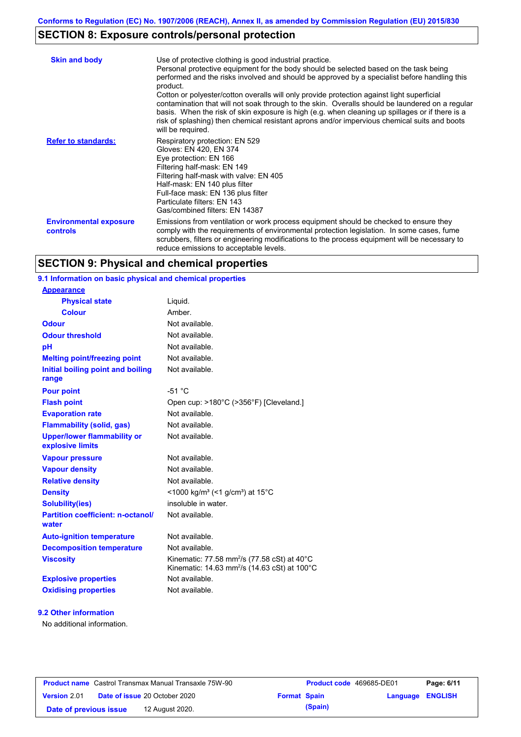## SECTION 8: Exposure controls/personal protection

| | |
|---|---|
| **Skin and body** | Use of protective clothing is good industrial practice. Personal protective equipment for the body should be selected based on the task being performed and the risks involved and should be approved by a specialist before handling this product. Cotton or polyester/cotton overalls will only provide protection against light superficial contamination that will not soak through to the skin. Overalls should be laundered on a regular basis. When the risk of skin exposure is high (e.g. when cleaning up spillages or if there is a risk of splashing) then chemical resistant aprons and/or impervious chemical suits and boots will be required. |
| **Refer to standards:** | Respiratory protection: EN 529<br>Gloves: EN 420, EN 374<br>Eye protection: EN 166<br>Filtering half-mask: EN 149<br>Filtering half-mask with valve: EN 405<br>Half-mask: EN 140 plus filter<br>Full-face mask: EN 136 plus filter<br>Particulate filters: EN 143<br>Gas/combined filters: EN 14387 |
| **Environmental exposure controls** | Emissions from ventilation or work process equipment should be checked to ensure they comply with the requirements of environmental protection legislation. In some cases, fume scrubbers, filters or engineering modifications to the process equipment will be necessary to reduce emissions to acceptable levels. |

## SECTION 9: Physical and chemical properties

### 9.1 Information on basic physical and chemical properties

| | |
|---|---|
| **Appearance** | |
| **Physical state** | Liquid. |
| **Colour** | Amber. |
| **Odour** | Not available. |
| **Odour threshold** | Not available. |
| **pH** | Not available. |
| **Melting point/freezing point** | Not available. |
| **Initial boiling point and boiling range** | Not available. |
| **Pour point** | -51 °C |
| **Flash point** | Open cup: >180°C (>356°F) [Cleveland.] |
| **Evaporation rate** | Not available. |
| **Flammability (solid, gas)** | Not available. |
| **Upper/lower flammability or explosive limits** | Not available. |
| **Vapour pressure** | Not available. |
| **Vapour density** | Not available. |
| **Relative density** | Not available. |
| **Density** | <1000 kg/m³ (<1 g/cm³) at 15°C |
| **Solubility(ies)** | insoluble in water. |
| **Partition coefficient: n-octanol/water** | Not available. |
| **Auto-ignition temperature** | Not available. |
| **Decomposition temperature** | Not available. |
| **Viscosity** | Kinematic: 77.58 $mm^2/s$ (77.58 cSt) at 40°C<br>Kinematic: 14.63 $mm^2/s$ (14.63 cSt) at 100°C |
| **Explosive properties** | Not available. |
| **Oxidising properties** | Not available. |

### 9.2 Other information

No additional information.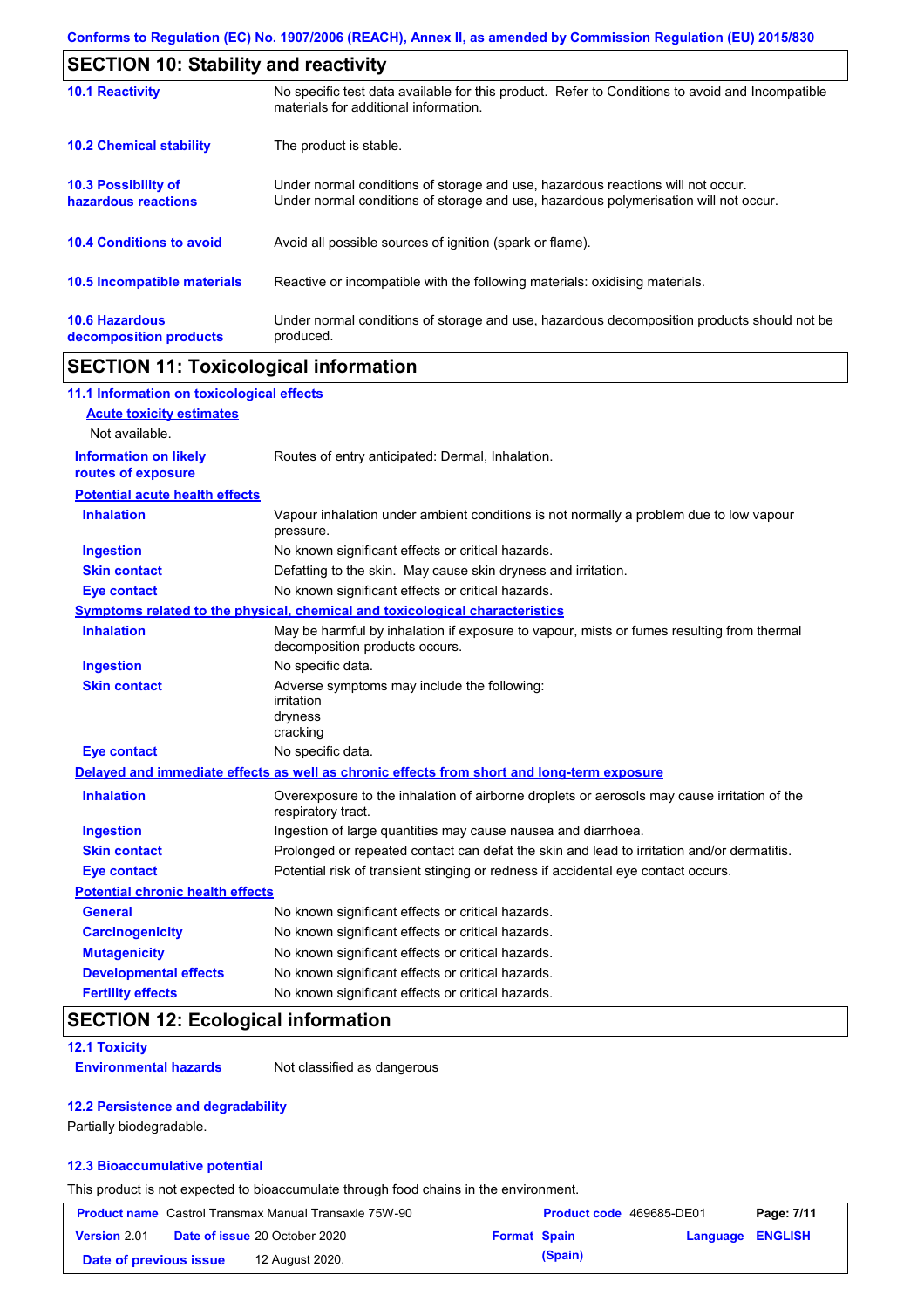## SECTION 10: Stability and reactivity

| | |
|---|---|
| **10.1 Reactivity** | No specific test data available for this product. Refer to Conditions to avoid and Incompatible materials for additional information. |
| **10.2 Chemical stability** | The product is stable. |
| **10.3 Possibility of hazardous reactions** | Under normal conditions of storage and use, hazardous reactions will not occur. Under normal conditions of storage and use, hazardous polymerisation will not occur. |
| **10.4 Conditions to avoid** | Avoid all possible sources of ignition (spark or flame). |
| **10.5 Incompatible materials** | Reactive or incompatible with the following materials: oxidising materials. |
| **10.6 Hazardous decomposition products** | Under normal conditions of storage and use, hazardous decomposition products should not be produced. |

## SECTION 11: Toxicological information

### 11.1 Information on toxicological effects

**Acute toxicity estimates**

Not available.

| | |
|---|---|
| **Information on likely routes of exposure** | Routes of entry anticipated: Dermal, Inhalation. |

**Potential acute health effects**

| | |
|---|---|
| **Inhalation** | Vapour inhalation under ambient conditions is not normally a problem due to low vapour pressure. |
| **Ingestion** | No known significant effects or critical hazards. |
| **Skin contact** | Defatting to the skin. May cause skin dryness and irritation. |
| **Eye contact** | No known significant effects or critical hazards. |

**Symptoms related to the physical, chemical and toxicological characteristics**

| | |
|---|---|
| **Inhalation** | May be harmful by inhalation if exposure to vapour, mists or fumes resulting from thermal decomposition products occurs. |
| **Ingestion** | No specific data. |
| **Skin contact** | Adverse symptoms may include the following:<br>irritation<br>dryness<br>cracking |
| **Eye contact** | No specific data. |

**Delayed and immediate effects as well as chronic effects from short and long-term exposure**

| | |
|---|---|
| **Inhalation** | Overexposure to the inhalation of airborne droplets or aerosols may cause irritation of the respiratory tract. |
| **Ingestion** | Ingestion of large quantities may cause nausea and diarrhoea. |
| **Skin contact** | Prolonged or repeated contact can defat the skin and lead to irritation and/or dermatitis. |
| **Eye contact** | Potential risk of transient stinging or redness if accidental eye contact occurs. |

**Potential chronic health effects**

| | |
|---|---|
| **General** | No known significant effects or critical hazards. |
| **Carcinogenicity** | No known significant effects or critical hazards. |
| **Mutagenicity** | No known significant effects or critical hazards. |
| **Developmental effects** | No known significant effects or critical hazards. |
| **Fertility effects** | No known significant effects or critical hazards. |

## SECTION 12: Ecological information

### 12.1 Toxicity

| | |
|---|---|
| **Environmental hazards** | Not classified as dangerous |

### 12.2 Persistence and degradability

Partially biodegradable.

### 12.3 Bioaccumulative potential

This product is not expected to bioaccumulate through food chains in the environment.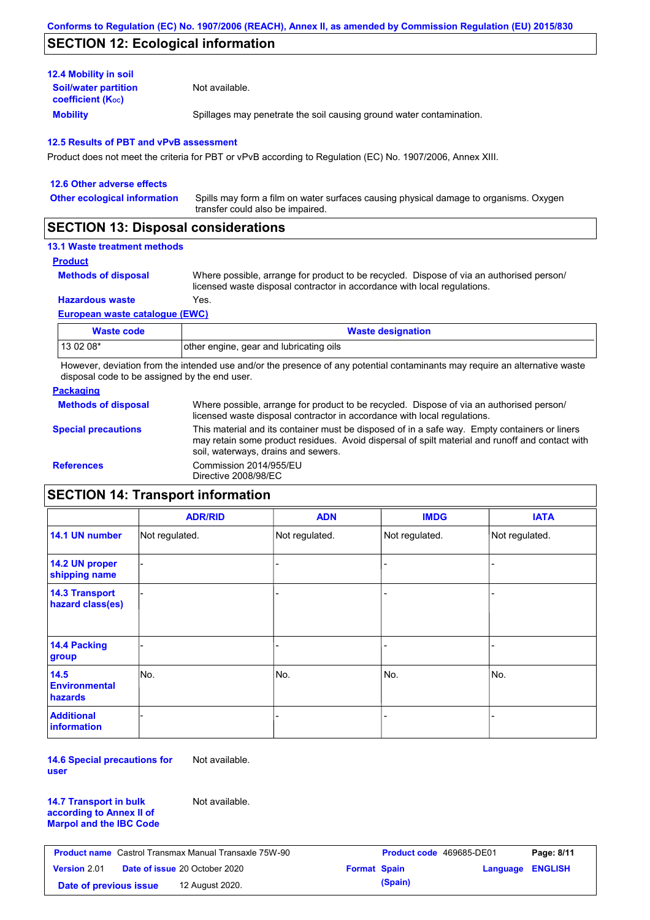## SECTION 12: Ecological information

### 12.4 Mobility in soil

**Soil/water partition coefficient ($K_{OC}$)**: Not available.

**Mobility**: Spillages may penetrate the soil causing ground water contamination.

### 12.5 Results of PBT and vPvB assessment

Product does not meet the criteria for PBT or vPvB according to Regulation (EC) No. 1907/2006, Annex XIII.

### 12.6 Other adverse effects

**Other ecological information**: Spills may form a film on water surfaces causing physical damage to organisms. Oxygen transfer could also be impaired.

## SECTION 13: Disposal considerations

### 13.1 Waste treatment methods

**Product**

**Methods of disposal**: Where possible, arrange for product to be recycled. Dispose of via an authorised person/ licensed waste disposal contractor in accordance with local regulations.

**Hazardous waste**: Yes.

**European waste catalogue (EWC)**

| Waste code | Waste designation |
|---|---|
| 13 02 08* | other engine, gear and lubricating oils |

However, deviation from the intended use and/or the presence of any potential contaminants may require an alternative waste disposal code to be assigned by the end user.

**Packaging**

**Methods of disposal**: Where possible, arrange for product to be recycled. Dispose of via an authorised person/ licensed waste disposal contractor in accordance with local regulations.

**Special precautions**: This material and its container must be disposed of in a safe way. Empty containers or liners may retain some product residues. Avoid dispersal of spilt material and runoff and contact with soil, waterways, drains and sewers.

**References**: Commission 2014/955/EU
Directive 2008/98/EC

## SECTION 14: Transport information

| | ADR/RID | ADN | IMDG | IATA |
|---|---|---|---|---|
| 14.1 UN number | Not regulated. | Not regulated. | Not regulated. | Not regulated. |
| 14.2 UN proper shipping name | - | - | - | - |
| 14.3 Transport hazard class(es) | - | - | - | - |
| 14.4 Packing group | - | - | - | - |
| 14.5 Environmental hazards | No. | No. | No. | No. |
| Additional information | - | - | - | - |

**14.6 Special precautions for user**: Not available.

**14.7 Transport in bulk according to Annex II of Marpol and the IBC Code**: Not available.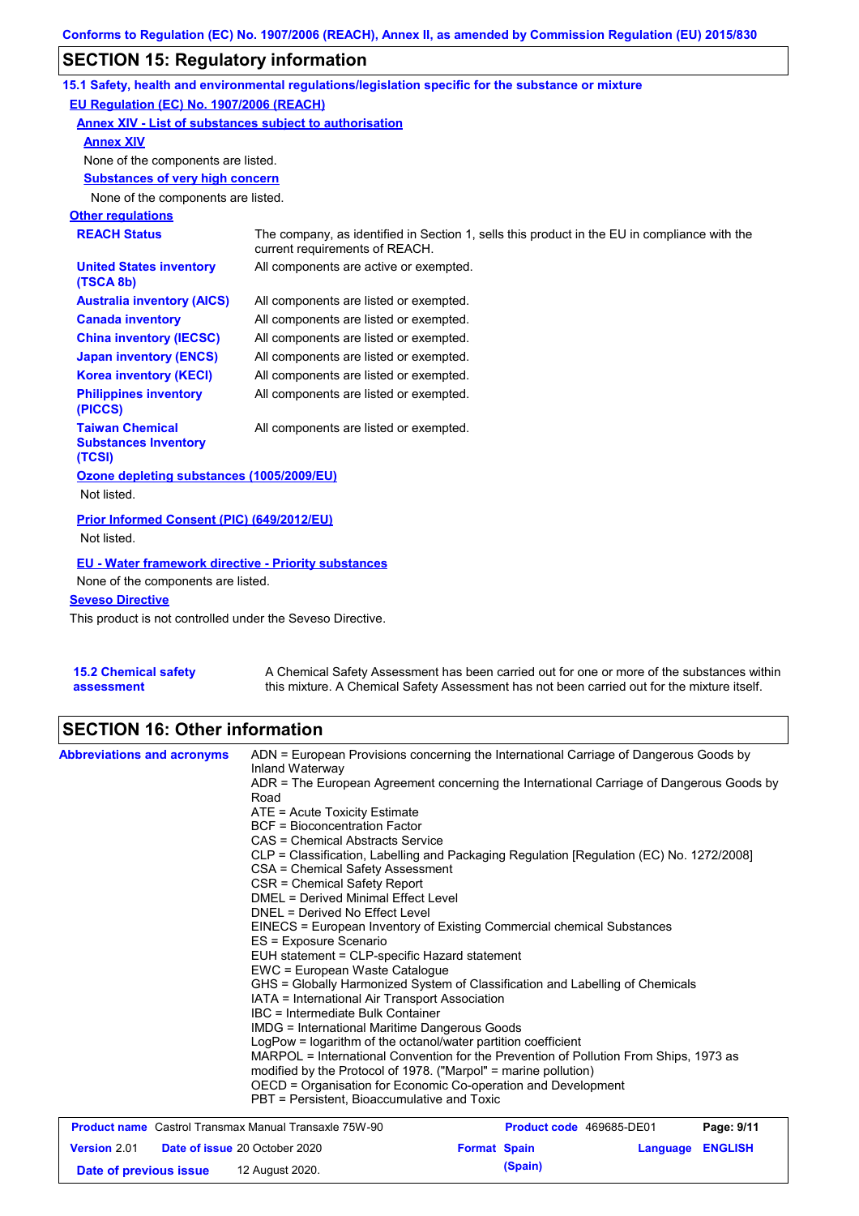## SECTION 15: Regulatory information

### 15.1 Safety, health and environmental regulations/legislation specific for the substance or mixture

**EU Regulation (EC) No. 1907/2006 (REACH)**

**Annex XIV - List of substances subject to authorisation**

**Annex XIV**

None of the components are listed.

**Substances of very high concern**

None of the components are listed.

**Other regulations**

| | |
|---|---|
| **REACH Status** | The company, as identified in Section 1, sells this product in the EU in compliance with the current requirements of REACH. |
| **United States inventory (TSCA 8b)** | All components are active or exempted. |
| **Australia inventory (AICS)** | All components are listed or exempted. |
| **Canada inventory** | All components are listed or exempted. |
| **China inventory (IECSC)** | All components are listed or exempted. |
| **Japan inventory (ENCS)** | All components are listed or exempted. |
| **Korea inventory (KECI)** | All components are listed or exempted. |
| **Philippines inventory (PICCS)** | All components are listed or exempted. |
| **Taiwan Chemical Substances Inventory (TCSI)** | All components are listed or exempted. |

**Ozone depleting substances (1005/2009/EU)**

Not listed.

**Prior Informed Consent (PIC) (649/2012/EU)**

Not listed.

**EU - Water framework directive - Priority substances**

None of the components are listed.

**Seveso Directive**

This product is not controlled under the Seveso Directive.

**15.2 Chemical safety assessment**

A Chemical Safety Assessment has been carried out for one or more of the substances within this mixture. A Chemical Safety Assessment has not been carried out for the mixture itself.

## SECTION 16: Other information

**Abbreviations and acronyms**

ADN = European Provisions concerning the International Carriage of Dangerous Goods by Inland Waterway
ADR = The European Agreement concerning the International Carriage of Dangerous Goods by Road
ATE = Acute Toxicity Estimate
BCF = Bioconcentration Factor
CAS = Chemical Abstracts Service
CLP = Classification, Labelling and Packaging Regulation [Regulation (EC) No. 1272/2008]
CSA = Chemical Safety Assessment
CSR = Chemical Safety Report
DMEL = Derived Minimal Effect Level
DNEL = Derived No Effect Level
EINECS = European Inventory of Existing Commercial chemical Substances
ES = Exposure Scenario
EUH statement = CLP-specific Hazard statement
EWC = European Waste Catalogue
GHS = Globally Harmonized System of Classification and Labelling of Chemicals
IATA = International Air Transport Association
IBC = Intermediate Bulk Container
IMDG = International Maritime Dangerous Goods
LogPow = logarithm of the octanol/water partition coefficient
MARPOL = International Convention for the Prevention of Pollution From Ships, 1973 as modified by the Protocol of 1978. ("Marpol" = marine pollution)
OECD = Organisation for Economic Co-operation and Development
PBT = Persistent, Bioaccumulative and Toxic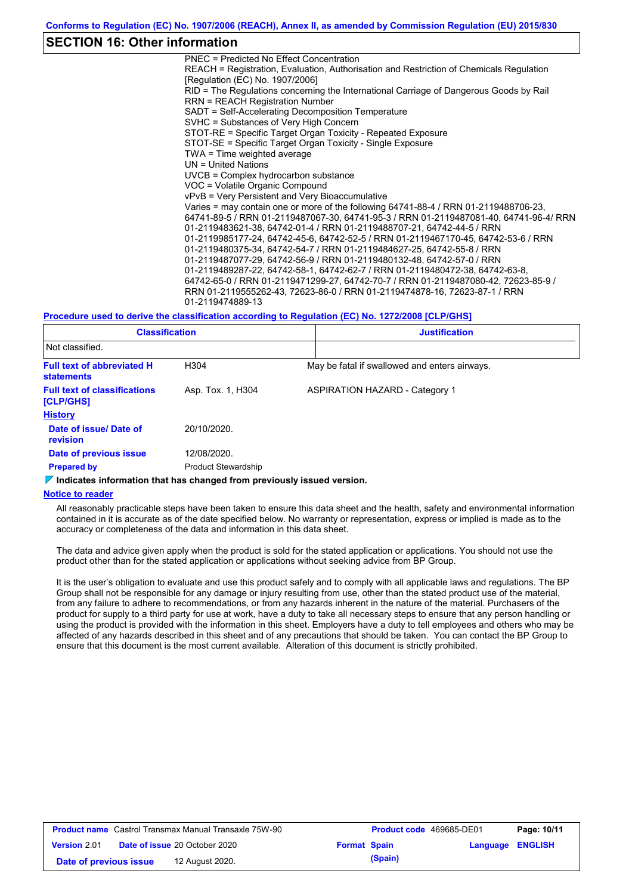## SECTION 16: Other information

PNEC = Predicted No Effect Concentration
REACH = Registration, Evaluation, Authorisation and Restriction of Chemicals Regulation [Regulation (EC) No. 1907/2006]
RID = The Regulations concerning the International Carriage of Dangerous Goods by Rail
RRN = REACH Registration Number
SADT = Self-Accelerating Decomposition Temperature
SVHC = Substances of Very High Concern
STOT-RE = Specific Target Organ Toxicity - Repeated Exposure
STOT-SE = Specific Target Organ Toxicity - Single Exposure
TWA = Time weighted average
UN = United Nations
UVCB = Complex hydrocarbon substance
VOC = Volatile Organic Compound
vPvB = Very Persistent and Very Bioaccumulative
Varies = may contain one or more of the following 64741-88-4 / RRN 01-2119488706-23, 64741-89-5 / RRN 01-2119487067-30, 64741-95-3 / RRN 01-2119487081-40, 64741-96-4/ RRN 01-2119483621-38, 64742-01-4 / RRN 01-2119488707-21, 64742-44-5 / RRN 01-2119985177-24, 64742-45-6, 64742-52-5 / RRN 01-2119467170-45, 64742-53-6 / RRN 01-2119480375-34, 64742-54-7 / RRN 01-2119484627-25, 64742-55-8 / RRN 01-2119487077-29, 64742-56-9 / RRN 01-2119480132-48, 64742-57-0 / RRN 01-2119489287-22, 64742-58-1, 64742-62-7 / RRN 01-2119480472-38, 64742-63-8, 64742-65-0 / RRN 01-2119471299-27, 64742-70-7 / RRN 01-2119487080-42, 72623-85-9 / RRN 01-2119555262-43, 72623-86-0 / RRN 01-2119474878-16, 72623-87-1 / RRN 01-2119474889-13

**Procedure used to derive the classification according to Regulation (EC) No. 1272/2008 [CLP/GHS]**

| Classification | Justification |
|---|---|
| Not classified. | |

**Full text of abbreviated H statements**: H304 — May be fatal if swallowed and enters airways.

**Full text of classifications [CLP/GHS]**: Asp. Tox. 1, H304 — ASPIRATION HAZARD - Category 1

**History**

**Date of issue/ Date of revision**: 20/10/2020.

**Date of previous issue**: 12/08/2020.

**Prepared by**: Product Stewardship

**Indicates information that has changed from previously issued version.**

**Notice to reader**

All reasonably practicable steps have been taken to ensure this data sheet and the health, safety and environmental information contained in it is accurate as of the date specified below. No warranty or representation, express or implied is made as to the accuracy or completeness of the data and information in this data sheet.

The data and advice given apply when the product is sold for the stated application or applications. You should not use the product other than for the stated application or applications without seeking advice from BP Group.

It is the user's obligation to evaluate and use this product safely and to comply with all applicable laws and regulations. The BP Group shall not be responsible for any damage or injury resulting from use, other than the stated product use of the material, from any failure to adhere to recommendations, or from any hazards inherent in the nature of the material. Purchasers of the product for supply to a third party for use at work, have a duty to take all necessary steps to ensure that any person handling or using the product is provided with the information in this sheet. Employers have a duty to tell employees and others who may be affected of any hazards described in this sheet and of any precautions that should be taken. You can contact the BP Group to ensure that this document is the most current available. Alteration of this document is strictly prohibited.